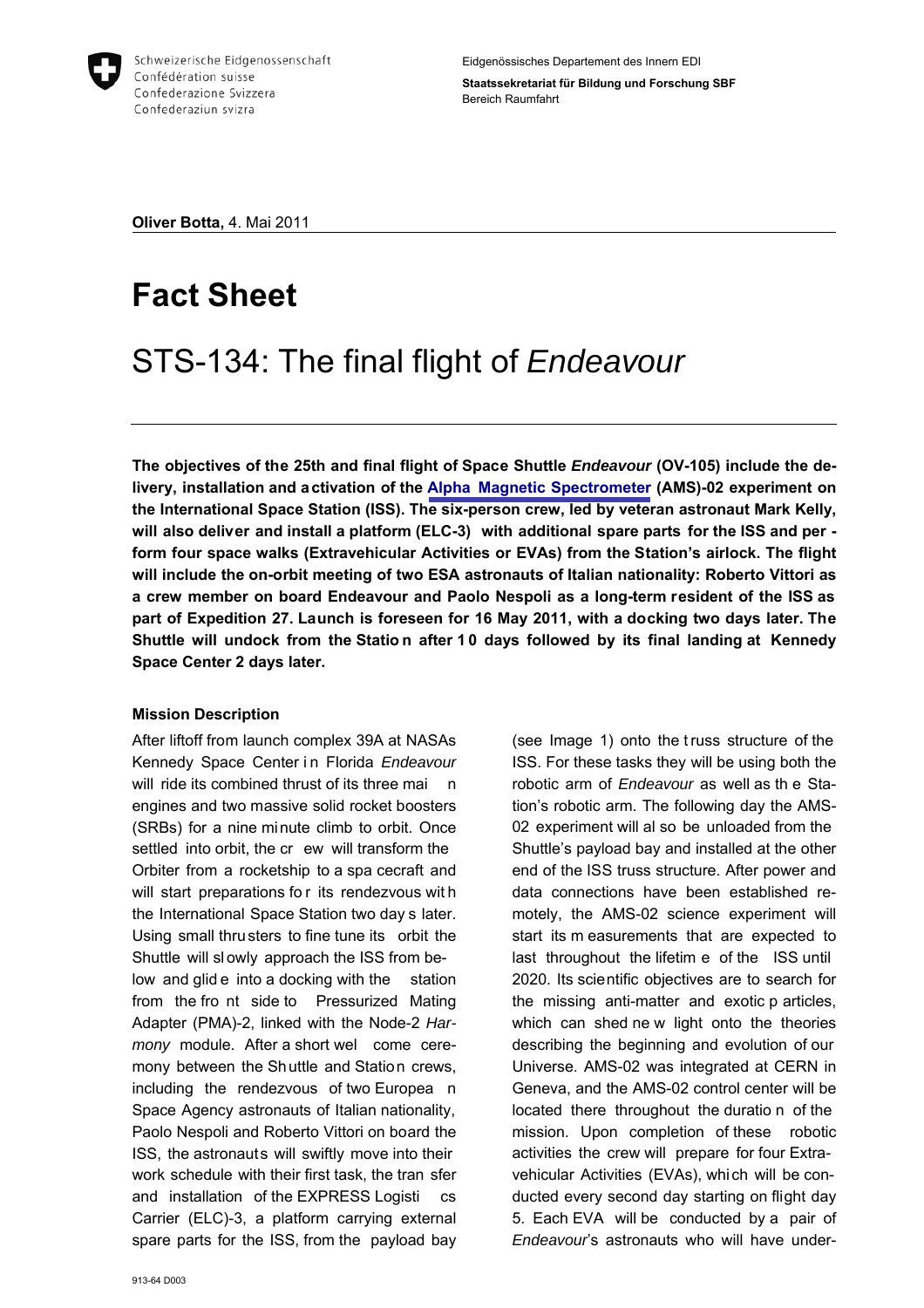Schweizerische Eidgenossenschaft
Confédération suisse
Confederazione Svizzera
Confederaziun svizra

Eidgenössisches Departement des Innern EDI
**Staatssekretariat für Bildung und Forschung SBF**
Bereich Raumfahrt

**Oliver Botta,** 4. Mai 2011

# Fact Sheet

## STS-134: The final flight of *Endeavour*

**The objectives of the 25th and final flight of Space Shuttle *Endeavour* (OV-105) include the delivery, installation and activation of the Alpha Magnetic Spectrometer (AMS)-02 experiment on the International Space Station (ISS). The six-person crew, led by veteran astronaut Mark Kelly, will also deliver and install a platform (ELC-3) with additional spare parts for the ISS and perform four space walks (Extravehicular Activities or EVAs) from the Station's airlock. The flight will include the on-orbit meeting of two ESA astronauts of Italian nationality: Roberto Vittori as a crew member on board Endeavour and Paolo Nespoli as a long-term resident of the ISS as part of Expedition 27. Launch is foreseen for 16 May 2011, with a docking two days later. The Shuttle will undock from the Station after 10 days followed by its final landing at Kennedy Space Center 2 days later.**

### Mission Description

After liftoff from launch complex 39A at NASAs Kennedy Space Center in Florida *Endeavour* will ride its combined thrust of its three main engines and two massive solid rocket boosters (SRBs) for a nine minute climb to orbit. Once settled into orbit, the crew will transform the Orbiter from a rocketship to a spacecraft and will start preparations for its rendezvous with the International Space Station two days later. Using small thrusters to fine tune its orbit the Shuttle will slowly approach the ISS from below and glide into a docking with the station from the front side to Pressurized Mating Adapter (PMA)-2, linked with the Node-2 *Harmony* module. After a short welcome ceremony between the Shuttle and Station crews, including the rendezvous of two European Space Agency astronauts of Italian nationality, Paolo Nespoli and Roberto Vittori on board the ISS, the astronauts will swiftly move into their work schedule with their first task, the transfer and installation of the EXPRESS Logistics Carrier (ELC)-3, a platform carrying external spare parts for the ISS, from the payload bay (see Image 1) onto the truss structure of the ISS. For these tasks they will be using both the robotic arm of *Endeavour* as well as the Station's robotic arm. The following day the AMS-02 experiment will also be unloaded from the Shuttle's payload bay and installed at the other end of the ISS truss structure. After power and data connections have been established remotely, the AMS-02 science experiment will start its measurements that are expected to last throughout the lifetime of the ISS until 2020. Its scientific objectives are to search for the missing anti-matter and exotic particles, which can shed new light onto the theories describing the beginning and evolution of our Universe. AMS-02 was integrated at CERN in Geneva, and the AMS-02 control center will be located there throughout the duration of the mission. Upon completion of these robotic activities the crew will prepare for four Extravehicular Activities (EVAs), which will be conducted every second day starting on flight day 5. Each EVA will be conducted by a pair of *Endeavour*'s astronauts who will have under-

913-64 D003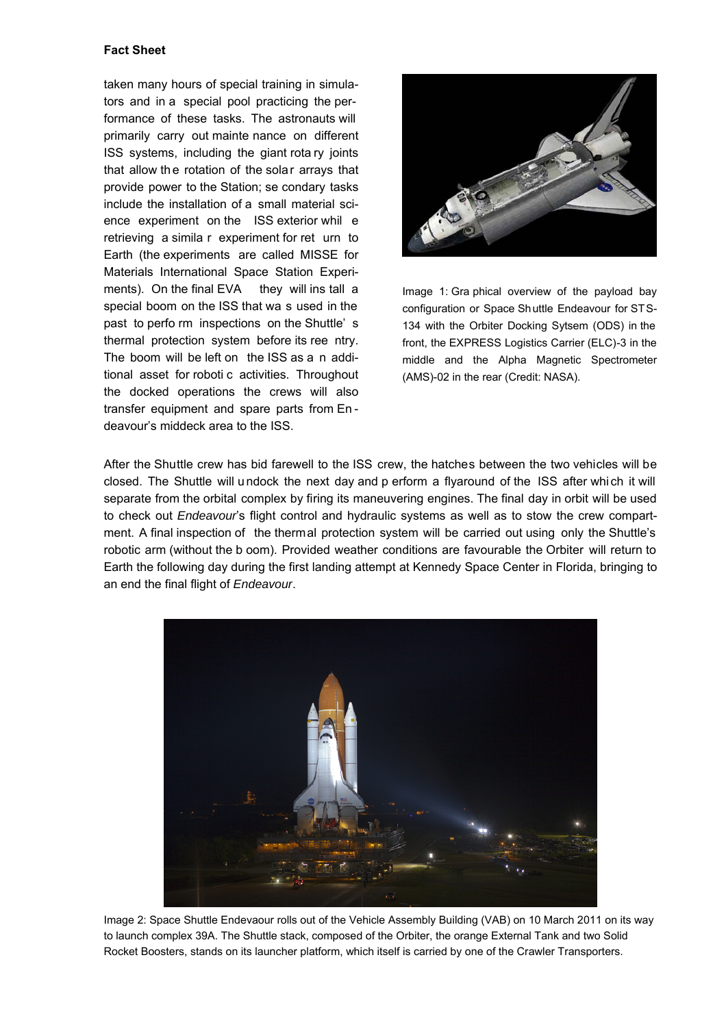taken many hours of special training in simulators and in a special pool practicing the performance of these tasks. The astronauts will primarily carry out maintenance on different ISS systems, including the giant rotary joints that allow the rotation of the solar arrays that provide power to the Station; secondary tasks include the installation of a small material science experiment on the ISS exterior while retrieving a similar experiment for return to Earth (the experiments are called MISSE for Materials International Space Station Experiments). On the final EVA they will install a special boom on the ISS that was used in the past to perform inspections on the Shuttle's thermal protection system before its reentry. The boom will be left on the ISS as an additional asset for robotic activities. Throughout the docked operations the crews will also transfer equipment and spare parts from Endeavour's middeck area to the ISS.

Image 1: Graphical overview of the payload bay configuration or Space Shuttle Endeavour for STS-134 with the Orbiter Docking Sytsem (ODS) in the front, the EXPRESS Logistics Carrier (ELC)-3 in the middle and the Alpha Magnetic Spectrometer (AMS)-02 in the rear (Credit: NASA).

After the Shuttle crew has bid farewell to the ISS crew, the hatches between the two vehicles will be closed. The Shuttle will undock the next day and perform a flyaround of the ISS after which it will separate from the orbital complex by firing its maneuvering engines. The final day in orbit will be used to check out *Endeavour*'s flight control and hydraulic systems as well as to stow the crew compartment. A final inspection of the thermal protection system will be carried out using only the Shuttle's robotic arm (without the boom). Provided weather conditions are favourable the Orbiter will return to Earth the following day during the first landing attempt at Kennedy Space Center in Florida, bringing to an end the final flight of *Endeavour*.

Image 2: Space Shuttle Endevaour rolls out of the Vehicle Assembly Building (VAB) on 10 March 2011 on its way to launch complex 39A. The Shuttle stack, composed of the Orbiter, the orange External Tank and two Solid Rocket Boosters, stands on its launcher platform, which itself is carried by one of the Crawler Transporters.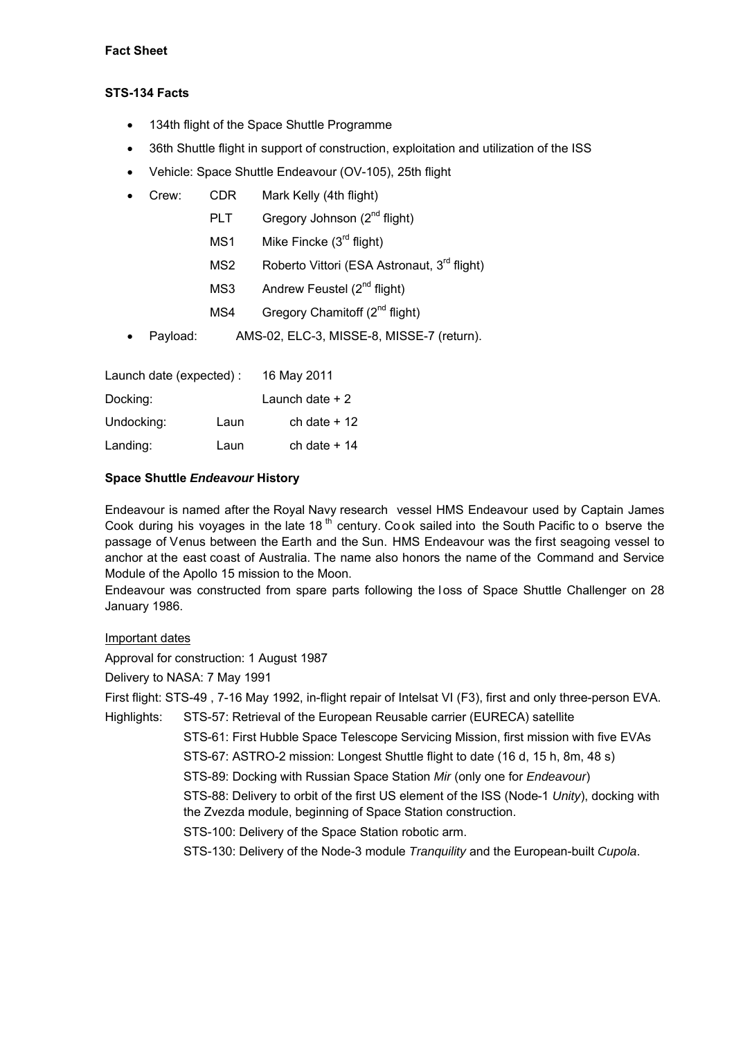**Fact Sheet**

**STS-134 Facts**

- 134th flight of the Space Shuttle Programme
- 36th Shuttle flight in support of construction, exploitation and utilization of the ISS
- Vehicle: Space Shuttle Endeavour (OV-105), 25th flight
- Crew:
  - CDR Mark Kelly (4th flight)
  - PLT Gregory Johnson (2nd flight)
  - MS1 Mike Fincke (3rd flight)
  - MS2 Roberto Vittori (ESA Astronaut, 3rd flight)
  - MS3 Andrew Feustel (2nd flight)
  - MS4 Gregory Chamitoff (2nd flight)
- Payload: AMS-02, ELC-3, MISSE-8, MISSE-7 (return).

Launch date (expected) : 16 May 2011

Docking: Launch date + 2

Undocking: Launch date + 12

Landing: Launch date + 14

**Space Shuttle *Endeavour* History**

Endeavour is named after the Royal Navy research vessel HMS Endeavour used by Captain James Cook during his voyages in the late 18th century. Cook sailed into the South Pacific to observe the passage of Venus between the Earth and the Sun. HMS Endeavour was the first seagoing vessel to anchor at the east coast of Australia. The name also honors the name of the Command and Service Module of the Apollo 15 mission to the Moon.

Endeavour was constructed from spare parts following the loss of Space Shuttle Challenger on 28 January 1986.

Important dates

Approval for construction: 1 August 1987

Delivery to NASA: 7 May 1991

First flight: STS-49 , 7-16 May 1992, in-flight repair of Intelsat VI (F3), first and only three-person EVA.

Highlights:
- STS-57: Retrieval of the European Reusable carrier (EURECA) satellite
- STS-61: First Hubble Space Telescope Servicing Mission, first mission with five EVAs
- STS-67: ASTRO-2 mission: Longest Shuttle flight to date (16 d, 15 h, 8m, 48 s)
- STS-89: Docking with Russian Space Station *Mir* (only one for *Endeavour*)
- STS-88: Delivery to orbit of the first US element of the ISS (Node-1 *Unity*), docking with the Zvezda module, beginning of Space Station construction.
- STS-100: Delivery of the Space Station robotic arm.
- STS-130: Delivery of the Node-3 module *Tranquility* and the European-built *Cupola*.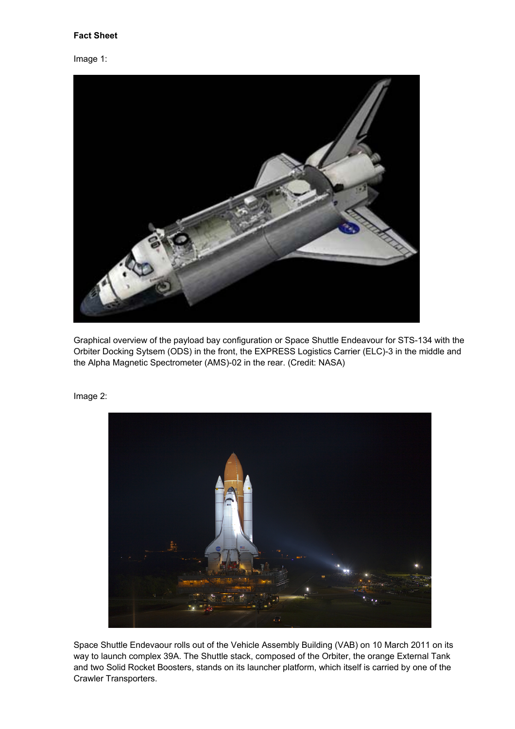**Fact Sheet**

Image 1:

Graphical overview of the payload bay configuration or Space Shuttle Endeavour for STS-134 with the Orbiter Docking Sytsem (ODS) in the front, the EXPRESS Logistics Carrier (ELC)-3 in the middle and the Alpha Magnetic Spectrometer (AMS)-02 in the rear. (Credit: NASA)

Image 2:

Space Shuttle Endevaour rolls out of the Vehicle Assembly Building (VAB) on 10 March 2011 on its way to launch complex 39A. The Shuttle stack, composed of the Orbiter, the orange External Tank and two Solid Rocket Boosters, stands on its launcher platform, which itself is carried by one of the Crawler Transporters.